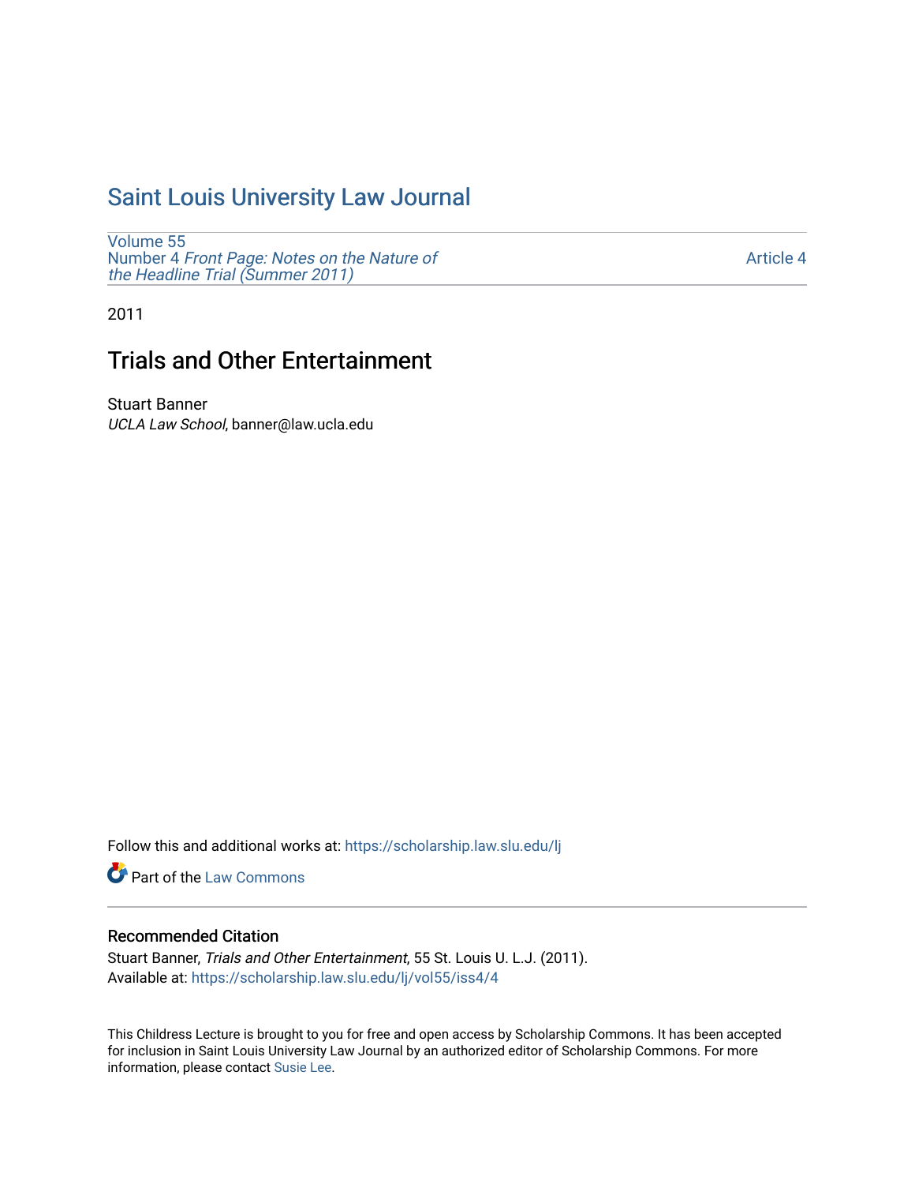# Saint Louis University Law Journal

Volume 55
Number 4 *Front Page: Notes on the Nature of the Headline Trial (Summer 2011)*

Article 4

2011

## Trials and Other Entertainment

Stuart Banner
*UCLA Law School*, banner@law.ucla.edu

Follow this and additional works at: https://scholarship.law.slu.edu/lj

Part of the Law Commons

### Recommended Citation

Stuart Banner, *Trials and Other Entertainment*, 55 St. Louis U. L.J. (2011).
Available at: https://scholarship.law.slu.edu/lj/vol55/iss4/4

This Childress Lecture is brought to you for free and open access by Scholarship Commons. It has been accepted for inclusion in Saint Louis University Law Journal by an authorized editor of Scholarship Commons. For more information, please contact Susie Lee.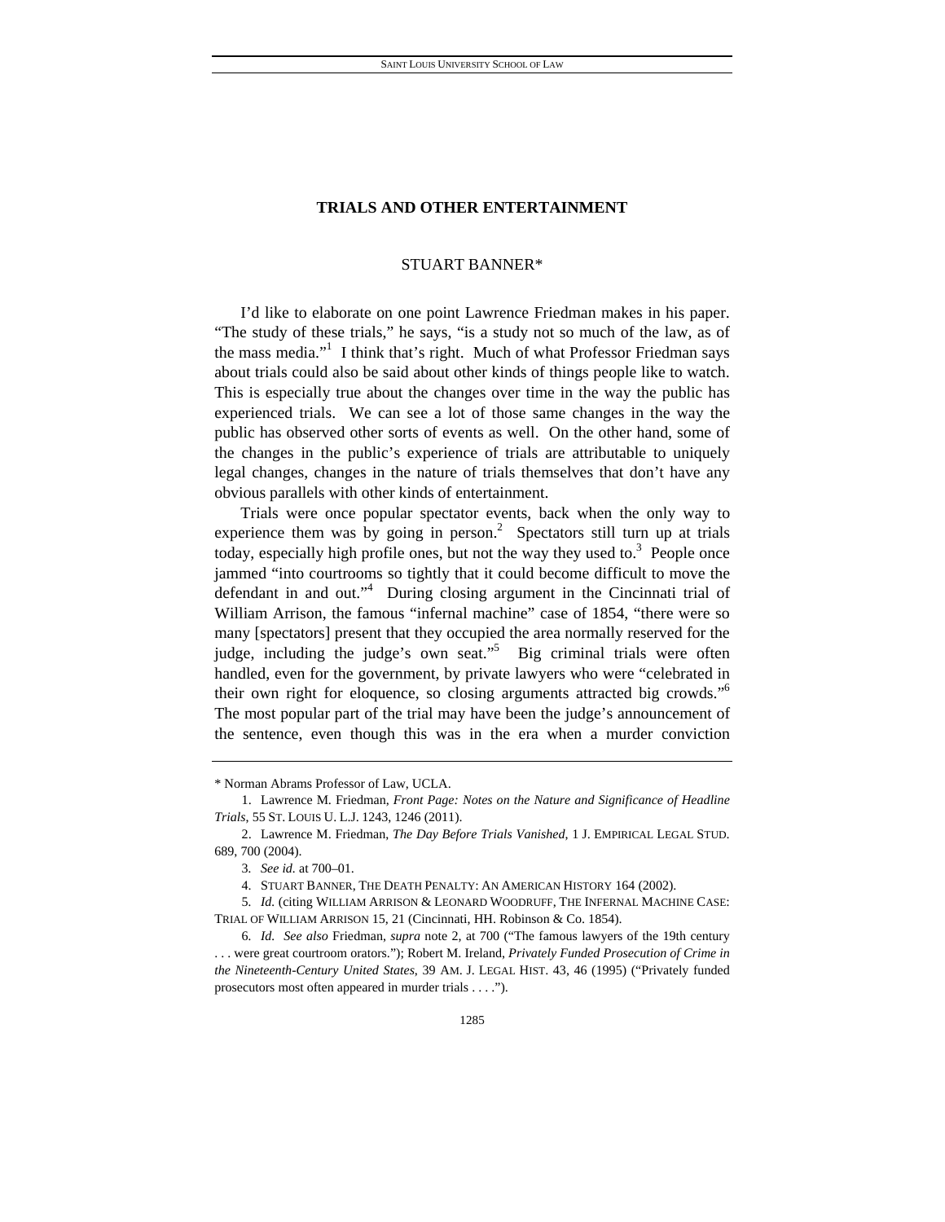# TRIALS AND OTHER ENTERTAINMENT

STUART BANNER*

I'd like to elaborate on one point Lawrence Friedman makes in his paper. "The study of these trials," he says, "is a study not so much of the law, as of the mass media."[1] I think that's right. Much of what Professor Friedman says about trials could also be said about other kinds of things people like to watch. This is especially true about the changes over time in the way the public has experienced trials. We can see a lot of those same changes in the way the public has observed other sorts of events as well. On the other hand, some of the changes in the public's experience of trials are attributable to uniquely legal changes, changes in the nature of trials themselves that don't have any obvious parallels with other kinds of entertainment.

Trials were once popular spectator events, back when the only way to experience them was by going in person.[2] Spectators still turn up at trials today, especially high profile ones, but not the way they used to.[3] People once jammed "into courtrooms so tightly that it could become difficult to move the defendant in and out."[4] During closing argument in the Cincinnati trial of William Arrison, the famous "infernal machine" case of 1854, "there were so many [spectators] present that they occupied the area normally reserved for the judge, including the judge's own seat."[5] Big criminal trials were often handled, even for the government, by private lawyers who were "celebrated in their own right for eloquence, so closing arguments attracted big crowds."[6] The most popular part of the trial may have been the judge's announcement of the sentence, even though this was in the era when a murder conviction

---

\* Norman Abrams Professor of Law, UCLA.

1. Lawrence M. Friedman, *Front Page: Notes on the Nature and Significance of Headline Trials*, 55 ST. LOUIS U. L.J. 1243, 1246 (2011).

2. Lawrence M. Friedman, *The Day Before Trials Vanished*, 1 J. EMPIRICAL LEGAL STUD. 689, 700 (2004).

3. *See id.* at 700–01.

4. STUART BANNER, THE DEATH PENALTY: AN AMERICAN HISTORY 164 (2002).

5. *Id.* (citing WILLIAM ARRISON & LEONARD WOODRUFF, THE INFERNAL MACHINE CASE: TRIAL OF WILLIAM ARRISON 15, 21 (Cincinnati, HH. Robinson & Co. 1854).

6. *Id. See also* Friedman, *supra* note 2, at 700 ("The famous lawyers of the 19th century . . . were great courtroom orators."); Robert M. Ireland, *Privately Funded Prosecution of Crime in the Nineteenth-Century United States*, 39 AM. J. LEGAL HIST. 43, 46 (1995) ("Privately funded prosecutors most often appeared in murder trials . . . .").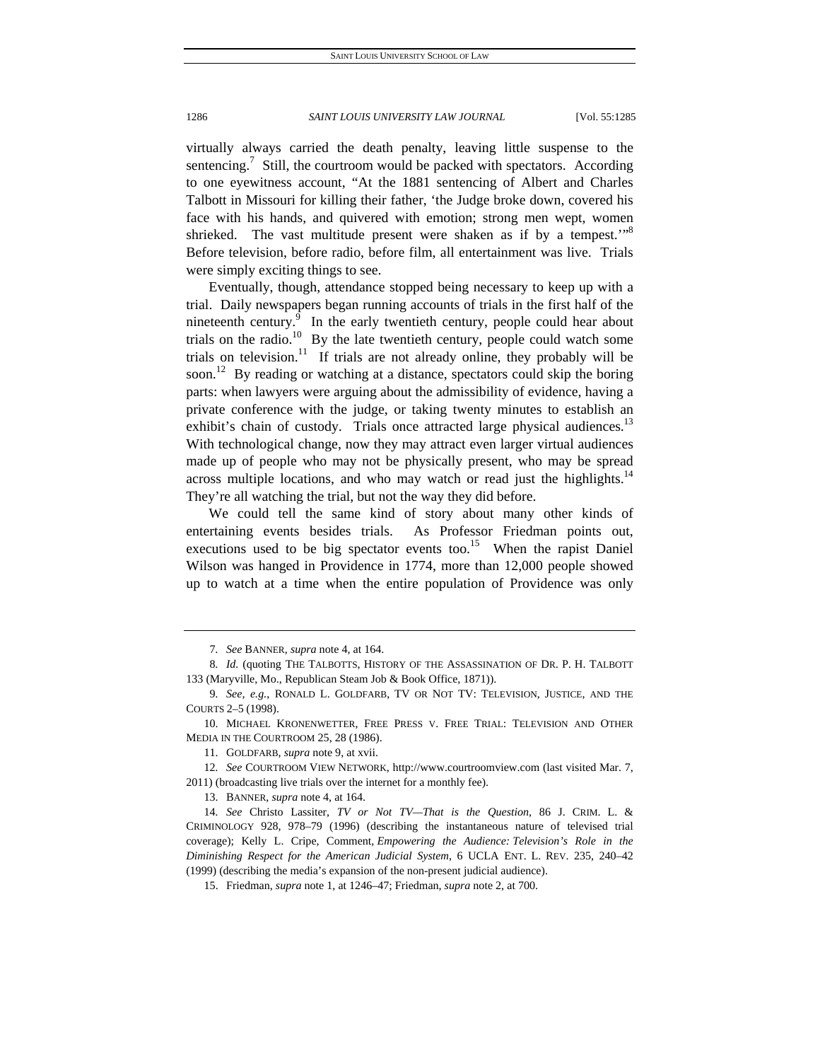virtually always carried the death penalty, leaving little suspense to the sentencing.[7] Still, the courtroom would be packed with spectators. According to one eyewitness account, "At the 1881 sentencing of Albert and Charles Talbott in Missouri for killing their father, 'the Judge broke down, covered his face with his hands, and quivered with emotion; strong men wept, women shrieked. The vast multitude present were shaken as if by a tempest.'"[8] Before television, before radio, before film, all entertainment was live. Trials were simply exciting things to see.

Eventually, though, attendance stopped being necessary to keep up with a trial. Daily newspapers began running accounts of trials in the first half of the nineteenth century.[9] In the early twentieth century, people could hear about trials on the radio.[10] By the late twentieth century, people could watch some trials on television.[11] If trials are not already online, they probably will be soon.[12] By reading or watching at a distance, spectators could skip the boring parts: when lawyers were arguing about the admissibility of evidence, having a private conference with the judge, or taking twenty minutes to establish an exhibit's chain of custody. Trials once attracted large physical audiences.[13] With technological change, now they may attract even larger virtual audiences made up of people who may not be physically present, who may be spread across multiple locations, and who may watch or read just the highlights.[14] They're all watching the trial, but not the way they did before.

We could tell the same kind of story about many other kinds of entertaining events besides trials. As Professor Friedman points out, executions used to be big spectator events too.[15] When the rapist Daniel Wilson was hanged in Providence in 1774, more than 12,000 people showed up to watch at a time when the entire population of Providence was only

---

7. *See* BANNER, *supra* note 4, at 164.

8. *Id.* (quoting THE TALBOTTS, HISTORY OF THE ASSASSINATION OF DR. P. H. TALBOTT 133 (Maryville, Mo., Republican Steam Job & Book Office, 1871)).

9. *See, e.g.*, RONALD L. GOLDFARB, TV OR NOT TV: TELEVISION, JUSTICE, AND THE COURTS 2–5 (1998).

10. MICHAEL KRONENWETTER, FREE PRESS V. FREE TRIAL: TELEVISION AND OTHER MEDIA IN THE COURTROOM 25, 28 (1986).

11. GOLDFARB, *supra* note 9, at xvii.

12. *See* COURTROOM VIEW NETWORK, http://www.courtroomview.com (last visited Mar. 7, 2011) (broadcasting live trials over the internet for a monthly fee).

13. BANNER, *supra* note 4, at 164.

14. *See* Christo Lassiter, *TV or Not TV—That is the Question*, 86 J. CRIM. L. & CRIMINOLOGY 928, 978–79 (1996) (describing the instantaneous nature of televised trial coverage); Kelly L. Cripe, Comment, *Empowering the Audience: Television's Role in the Diminishing Respect for the American Judicial System*, 6 UCLA ENT. L. REV. 235, 240–42 (1999) (describing the media's expansion of the non-present judicial audience).

15. Friedman, *supra* note 1, at 1246–47; Friedman, *supra* note 2, at 700.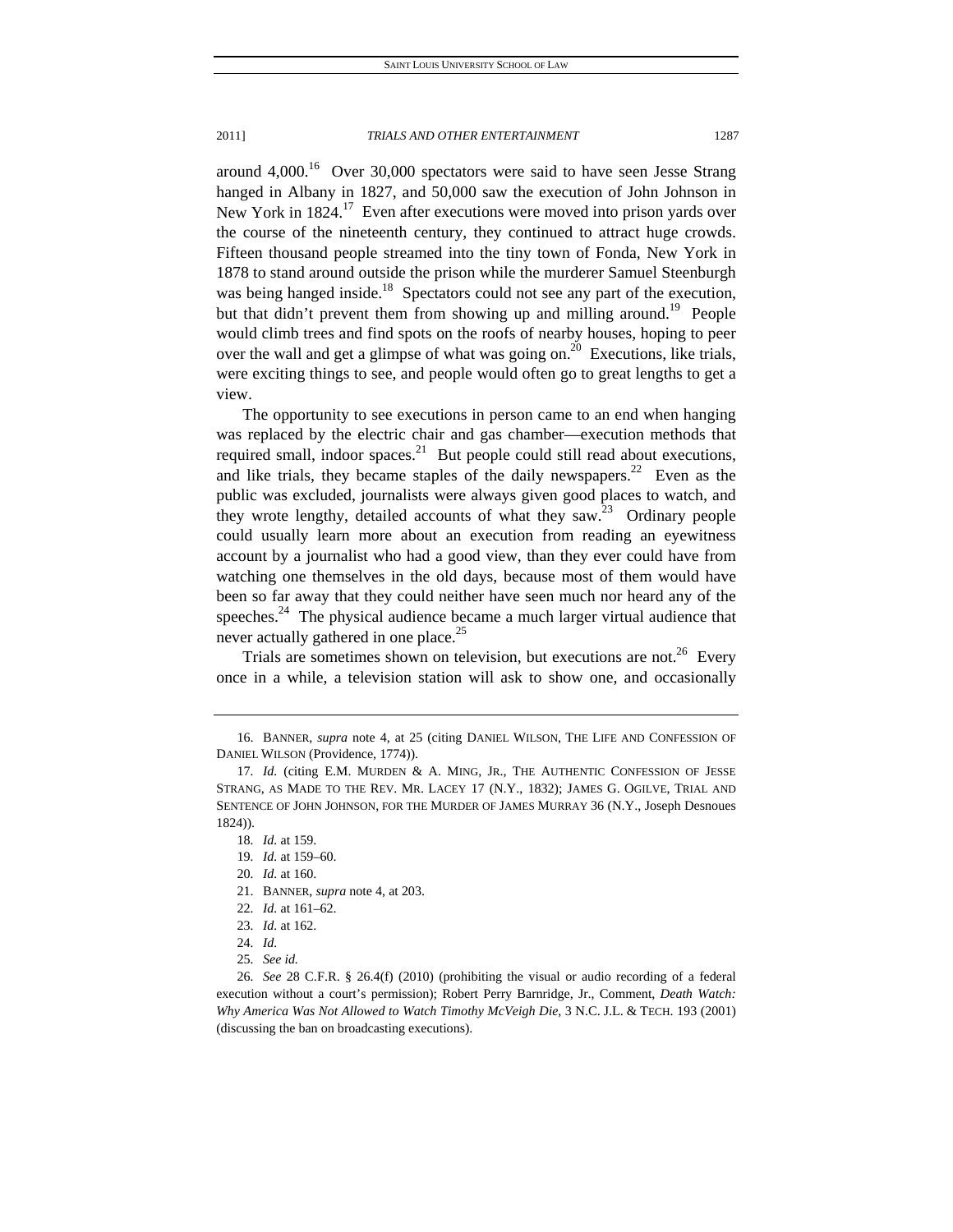around 4,000.[16] Over 30,000 spectators were said to have seen Jesse Strang hanged in Albany in 1827, and 50,000 saw the execution of John Johnson in New York in 1824.[17] Even after executions were moved into prison yards over the course of the nineteenth century, they continued to attract huge crowds. Fifteen thousand people streamed into the tiny town of Fonda, New York in 1878 to stand around outside the prison while the murderer Samuel Steenburgh was being hanged inside.[18] Spectators could not see any part of the execution, but that didn't prevent them from showing up and milling around.[19] People would climb trees and find spots on the roofs of nearby houses, hoping to peer over the wall and get a glimpse of what was going on.[20] Executions, like trials, were exciting things to see, and people would often go to great lengths to get a view.

The opportunity to see executions in person came to an end when hanging was replaced by the electric chair and gas chamber—execution methods that required small, indoor spaces.[21] But people could still read about executions, and like trials, they became staples of the daily newspapers.[22] Even as the public was excluded, journalists were always given good places to watch, and they wrote lengthy, detailed accounts of what they saw.[23] Ordinary people could usually learn more about an execution from reading an eyewitness account by a journalist who had a good view, than they ever could have from watching one themselves in the old days, because most of them would have been so far away that they could neither have seen much nor heard any of the speeches.[24] The physical audience became a much larger virtual audience that never actually gathered in one place.[25]

Trials are sometimes shown on television, but executions are not.[26] Every once in a while, a television station will ask to show one, and occasionally

---

16. BANNER, *supra* note 4, at 25 (citing DANIEL WILSON, THE LIFE AND CONFESSION OF DANIEL WILSON (Providence, 1774)).

17. *Id.* (citing E.M. MURDEN & A. MING, JR., THE AUTHENTIC CONFESSION OF JESSE STRANG, AS MADE TO THE REV. MR. LACEY 17 (N.Y., 1832); JAMES G. OGILVE, TRIAL AND SENTENCE OF JOHN JOHNSON, FOR THE MURDER OF JAMES MURRAY 36 (N.Y., Joseph Desnoues 1824)).

18. *Id.* at 159.

19. *Id.* at 159–60.

20. *Id.* at 160.

21. BANNER, *supra* note 4, at 203.

22. *Id.* at 161–62.

23. *Id.* at 162.

24. *Id.*

25. *See id.*

26. *See* 28 C.F.R. § 26.4(f) (2010) (prohibiting the visual or audio recording of a federal execution without a court's permission); Robert Perry Barnridge, Jr., Comment, *Death Watch: Why America Was Not Allowed to Watch Timothy McVeigh Die*, 3 N.C. J.L. & TECH. 193 (2001) (discussing the ban on broadcasting executions).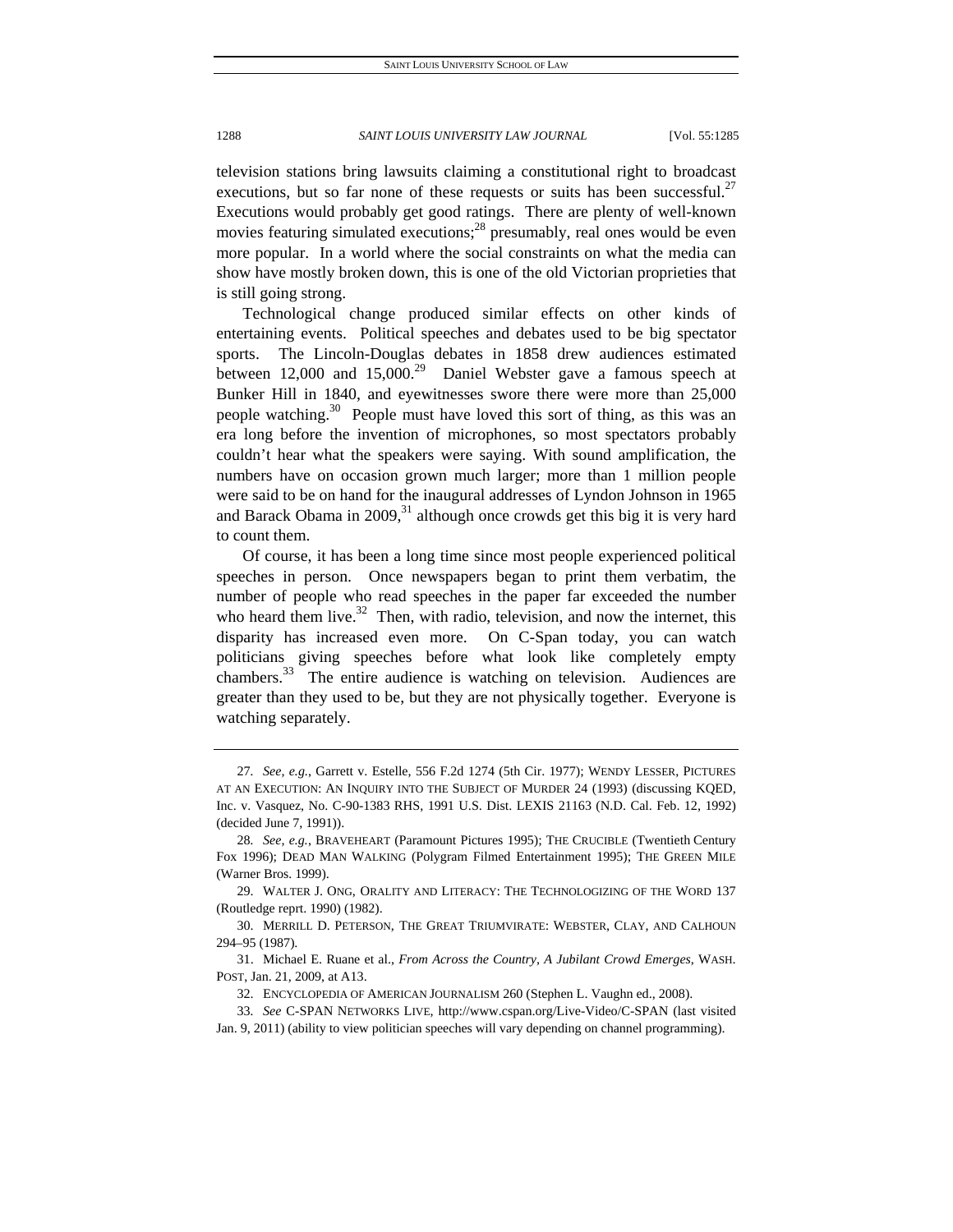television stations bring lawsuits claiming a constitutional right to broadcast executions, but so far none of these requests or suits has been successful.[27] Executions would probably get good ratings. There are plenty of well-known movies featuring simulated executions;[28] presumably, real ones would be even more popular. In a world where the social constraints on what the media can show have mostly broken down, this is one of the old Victorian proprieties that is still going strong.

Technological change produced similar effects on other kinds of entertaining events. Political speeches and debates used to be big spectator sports. The Lincoln-Douglas debates in 1858 drew audiences estimated between 12,000 and 15,000.[29] Daniel Webster gave a famous speech at Bunker Hill in 1840, and eyewitnesses swore there were more than 25,000 people watching.[30] People must have loved this sort of thing, as this was an era long before the invention of microphones, so most spectators probably couldn't hear what the speakers were saying. With sound amplification, the numbers have on occasion grown much larger; more than 1 million people were said to be on hand for the inaugural addresses of Lyndon Johnson in 1965 and Barack Obama in 2009,[31] although once crowds get this big it is very hard to count them.

Of course, it has been a long time since most people experienced political speeches in person. Once newspapers began to print them verbatim, the number of people who read speeches in the paper far exceeded the number who heard them live.[32] Then, with radio, television, and now the internet, this disparity has increased even more. On C-Span today, you can watch politicians giving speeches before what look like completely empty chambers.[33] The entire audience is watching on television. Audiences are greater than they used to be, but they are not physically together. Everyone is watching separately.

---

27. *See, e.g.*, Garrett v. Estelle, 556 F.2d 1274 (5th Cir. 1977); WENDY LESSER, PICTURES AT AN EXECUTION: AN INQUIRY INTO THE SUBJECT OF MURDER 24 (1993) (discussing KQED, Inc. v. Vasquez, No. C-90-1383 RHS, 1991 U.S. Dist. LEXIS 21163 (N.D. Cal. Feb. 12, 1992) (decided June 7, 1991)).

28. *See, e.g.*, BRAVEHEART (Paramount Pictures 1995); THE CRUCIBLE (Twentieth Century Fox 1996); DEAD MAN WALKING (Polygram Filmed Entertainment 1995); THE GREEN MILE (Warner Bros. 1999).

29. WALTER J. ONG, ORALITY AND LITERACY: THE TECHNOLOGIZING OF THE WORD 137 (Routledge reprt. 1990) (1982).

30. MERRILL D. PETERSON, THE GREAT TRIUMVIRATE: WEBSTER, CLAY, AND CALHOUN 294–95 (1987).

31. Michael E. Ruane et al., *From Across the Country, A Jubilant Crowd Emerges*, WASH. POST, Jan. 21, 2009, at A13.

32. ENCYCLOPEDIA OF AMERICAN JOURNALISM 260 (Stephen L. Vaughn ed., 2008).

33. *See* C-SPAN NETWORKS LIVE, http://www.cspan.org/Live-Video/C-SPAN (last visited Jan. 9, 2011) (ability to view politician speeches will vary depending on channel programming).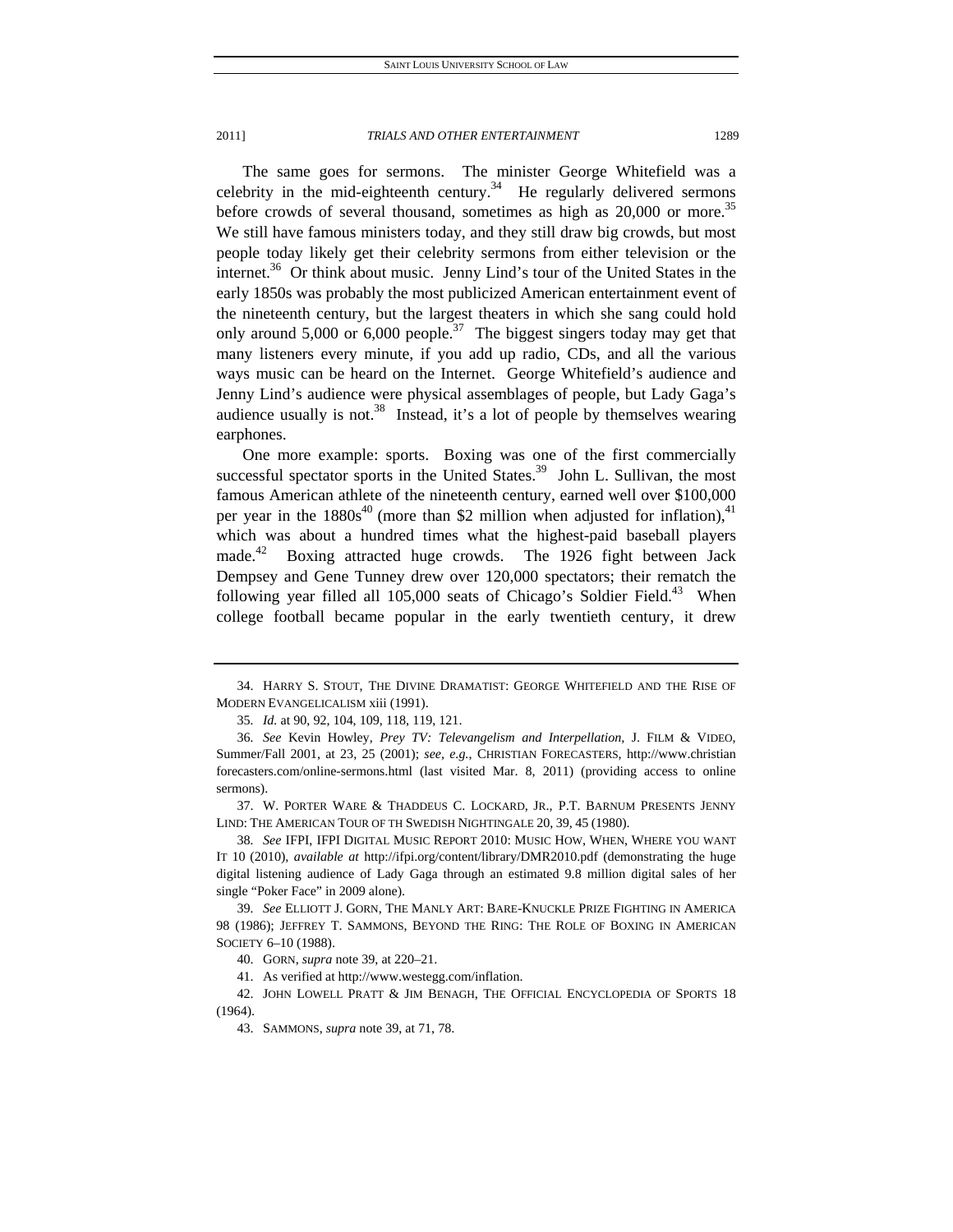The same goes for sermons. The minister George Whitefield was a celebrity in the mid-eighteenth century.[34] He regularly delivered sermons before crowds of several thousand, sometimes as high as 20,000 or more.[35] We still have famous ministers today, and they still draw big crowds, but most people today likely get their celebrity sermons from either television or the internet.[36] Or think about music. Jenny Lind's tour of the United States in the early 1850s was probably the most publicized American entertainment event of the nineteenth century, but the largest theaters in which she sang could hold only around 5,000 or 6,000 people.[37] The biggest singers today may get that many listeners every minute, if you add up radio, CDs, and all the various ways music can be heard on the Internet. George Whitefield's audience and Jenny Lind's audience were physical assemblages of people, but Lady Gaga's audience usually is not.[38] Instead, it's a lot of people by themselves wearing earphones.

One more example: sports. Boxing was one of the first commercially successful spectator sports in the United States.[39] John L. Sullivan, the most famous American athlete of the nineteenth century, earned well over $100,000 per year in the 1880s[40] (more than $2 million when adjusted for inflation),[41] which was about a hundred times what the highest-paid baseball players made.[42] Boxing attracted huge crowds. The 1926 fight between Jack Dempsey and Gene Tunney drew over 120,000 spectators; their rematch the following year filled all 105,000 seats of Chicago's Soldier Field.[43] When college football became popular in the early twentieth century, it drew

---

34. HARRY S. STOUT, THE DIVINE DRAMATIST: GEORGE WHITEFIELD AND THE RISE OF MODERN EVANGELICALISM xiii (1991).

35. *Id.* at 90, 92, 104, 109, 118, 119, 121.

36. *See* Kevin Howley, *Prey TV: Televangelism and Interpellation*, J. FILM & VIDEO, Summer/Fall 2001, at 23, 25 (2001); *see, e.g.*, CHRISTIAN FORECASTERS, http://www.christianforecasters.com/online-sermons.html (last visited Mar. 8, 2011) (providing access to online sermons).

37. W. PORTER WARE & THADDEUS C. LOCKARD, JR., P.T. BARNUM PRESENTS JENNY LIND: THE AMERICAN TOUR OF TH SWEDISH NIGHTINGALE 20, 39, 45 (1980).

38. *See* IFPI, IFPI DIGITAL MUSIC REPORT 2010: MUSIC HOW, WHEN, WHERE YOU WANT IT 10 (2010), *available at* http://ifpi.org/content/library/DMR2010.pdf (demonstrating the huge digital listening audience of Lady Gaga through an estimated 9.8 million digital sales of her single "Poker Face" in 2009 alone).

39. *See* ELLIOTT J. GORN, THE MANLY ART: BARE-KNUCKLE PRIZE FIGHTING IN AMERICA 98 (1986); JEFFREY T. SAMMONS, BEYOND THE RING: THE ROLE OF BOXING IN AMERICAN SOCIETY 6–10 (1988).

40. GORN, *supra* note 39, at 220–21.

41. As verified at http://www.westegg.com/inflation.

42. JOHN LOWELL PRATT & JIM BENAGH, THE OFFICIAL ENCYCLOPEDIA OF SPORTS 18 (1964).

43. SAMMONS, *supra* note 39, at 71, 78.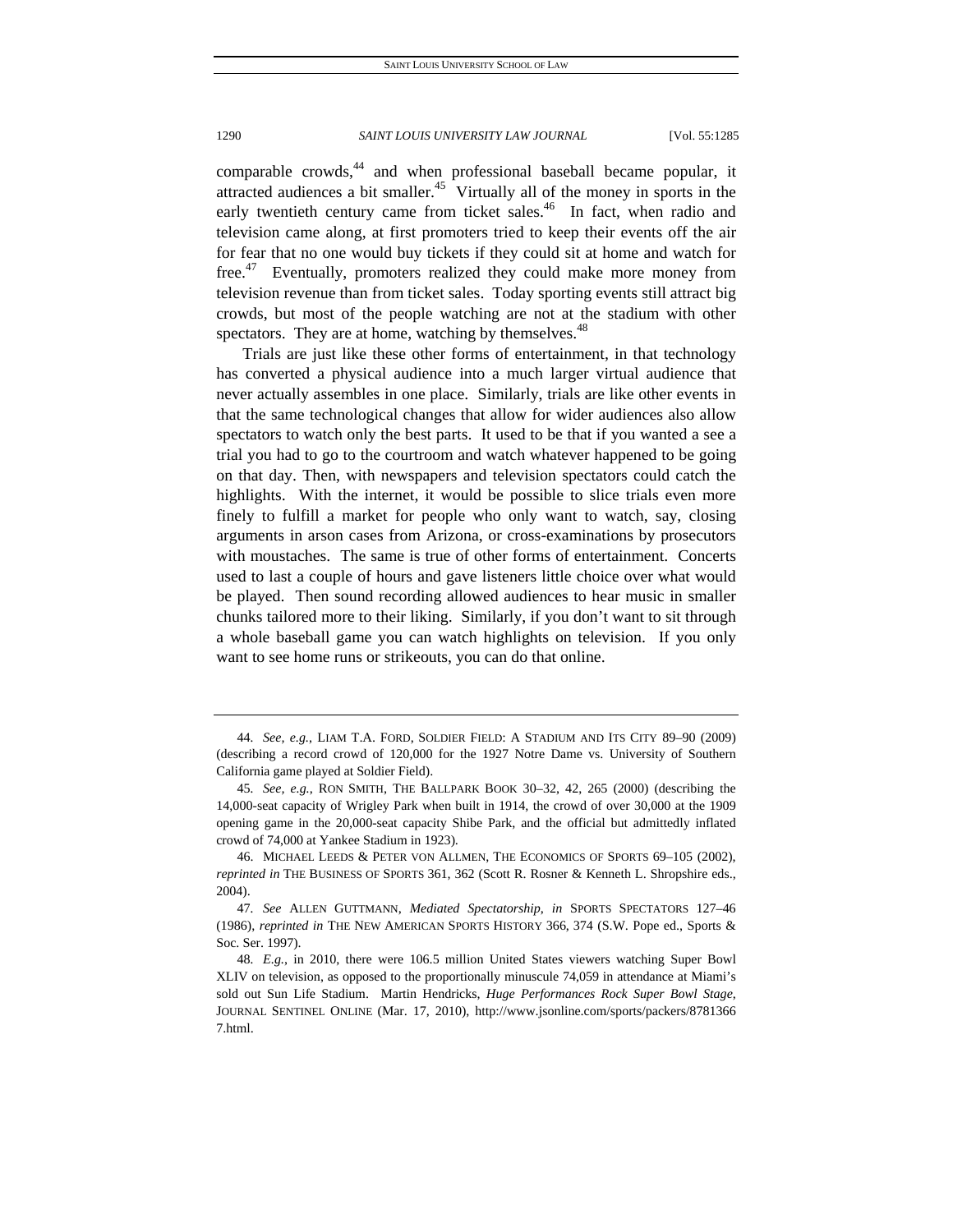comparable crowds,[44] and when professional baseball became popular, it attracted audiences a bit smaller.[45] Virtually all of the money in sports in the early twentieth century came from ticket sales.[46] In fact, when radio and television came along, at first promoters tried to keep their events off the air for fear that no one would buy tickets if they could sit at home and watch for free.[47] Eventually, promoters realized they could make more money from television revenue than from ticket sales. Today sporting events still attract big crowds, but most of the people watching are not at the stadium with other spectators. They are at home, watching by themselves.[48]

Trials are just like these other forms of entertainment, in that technology has converted a physical audience into a much larger virtual audience that never actually assembles in one place. Similarly, trials are like other events in that the same technological changes that allow for wider audiences also allow spectators to watch only the best parts. It used to be that if you wanted a see a trial you had to go to the courtroom and watch whatever happened to be going on that day. Then, with newspapers and television spectators could catch the highlights. With the internet, it would be possible to slice trials even more finely to fulfill a market for people who only want to watch, say, closing arguments in arson cases from Arizona, or cross-examinations by prosecutors with moustaches. The same is true of other forms of entertainment. Concerts used to last a couple of hours and gave listeners little choice over what would be played. Then sound recording allowed audiences to hear music in smaller chunks tailored more to their liking. Similarly, if you don't want to sit through a whole baseball game you can watch highlights on television. If you only want to see home runs or strikeouts, you can do that online.

---

44. *See, e.g.*, LIAM T.A. FORD, SOLDIER FIELD: A STADIUM AND ITS CITY 89–90 (2009) (describing a record crowd of 120,000 for the 1927 Notre Dame vs. University of Southern California game played at Soldier Field).

45. *See, e.g.*, RON SMITH, THE BALLPARK BOOK 30–32, 42, 265 (2000) (describing the 14,000-seat capacity of Wrigley Park when built in 1914, the crowd of over 30,000 at the 1909 opening game in the 20,000-seat capacity Shibe Park, and the official but admittedly inflated crowd of 74,000 at Yankee Stadium in 1923).

46. MICHAEL LEEDS & PETER VON ALLMEN, THE ECONOMICS OF SPORTS 69–105 (2002), *reprinted in* THE BUSINESS OF SPORTS 361, 362 (Scott R. Rosner & Kenneth L. Shropshire eds., 2004).

47. *See* ALLEN GUTTMANN, *Mediated Spectatorship*, *in* SPORTS SPECTATORS 127–46 (1986), *reprinted in* THE NEW AMERICAN SPORTS HISTORY 366, 374 (S.W. Pope ed., Sports & Soc. Ser. 1997).

48. *E.g.*, in 2010, there were 106.5 million United States viewers watching Super Bowl XLIV on television, as opposed to the proportionally minuscule 74,059 in attendance at Miami's sold out Sun Life Stadium. Martin Hendricks, *Huge Performances Rock Super Bowl Stage*, JOURNAL SENTINEL ONLINE (Mar. 17, 2010), http://www.jsonline.com/sports/packers/87813667.html.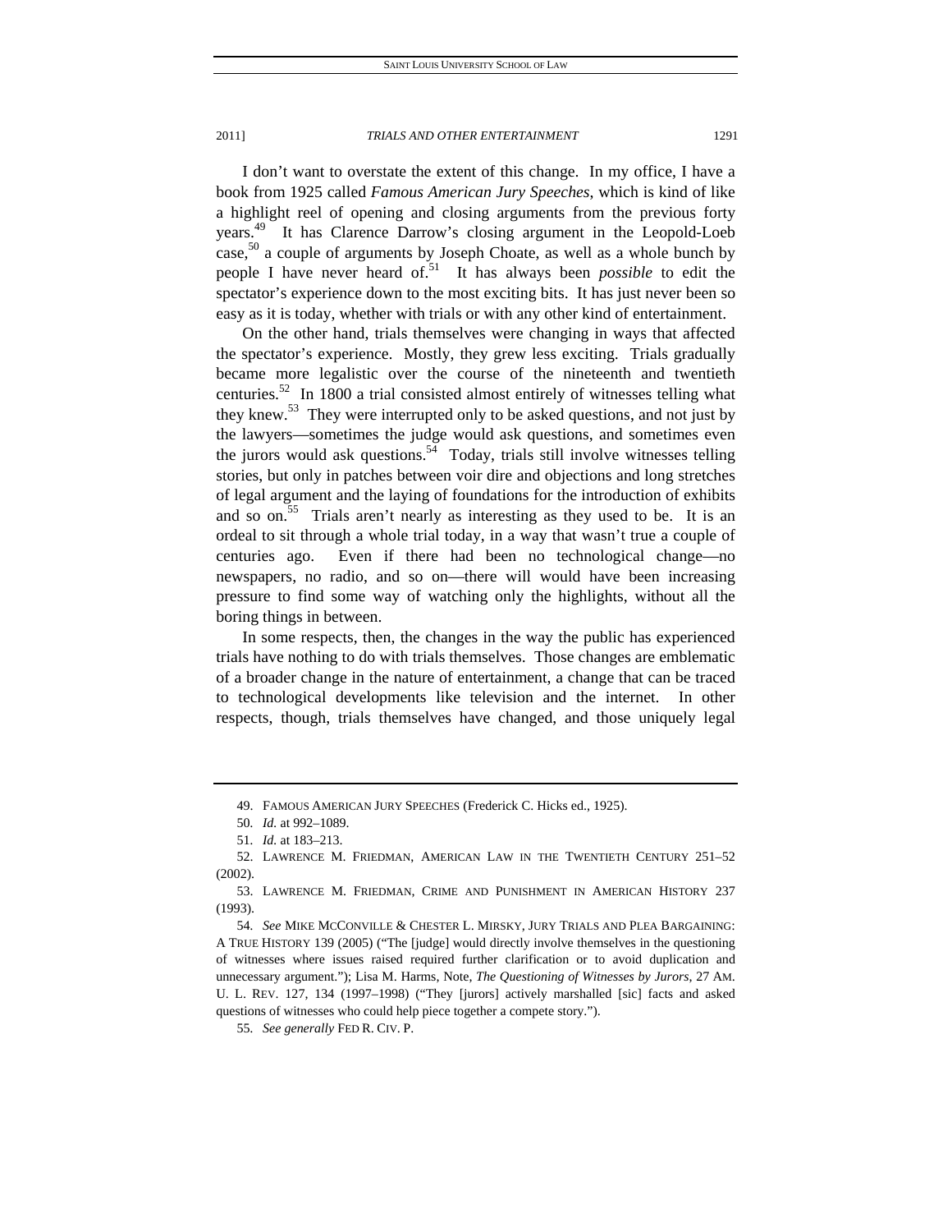I don't want to overstate the extent of this change. In my office, I have a book from 1925 called *Famous American Jury Speeches*, which is kind of like a highlight reel of opening and closing arguments from the previous forty years.[49] It has Clarence Darrow's closing argument in the Leopold-Loeb case,[50] a couple of arguments by Joseph Choate, as well as a whole bunch by people I have never heard of.[51] It has always been *possible* to edit the spectator's experience down to the most exciting bits. It has just never been so easy as it is today, whether with trials or with any other kind of entertainment.

On the other hand, trials themselves were changing in ways that affected the spectator's experience. Mostly, they grew less exciting. Trials gradually became more legalistic over the course of the nineteenth and twentieth centuries.[52] In 1800 a trial consisted almost entirely of witnesses telling what they knew.[53] They were interrupted only to be asked questions, and not just by the lawyers—sometimes the judge would ask questions, and sometimes even the jurors would ask questions.[54] Today, trials still involve witnesses telling stories, but only in patches between voir dire and objections and long stretches of legal argument and the laying of foundations for the introduction of exhibits and so on.[55] Trials aren't nearly as interesting as they used to be. It is an ordeal to sit through a whole trial today, in a way that wasn't true a couple of centuries ago. Even if there had been no technological change—no newspapers, no radio, and so on—there will would have been increasing pressure to find some way of watching only the highlights, without all the boring things in between.

In some respects, then, the changes in the way the public has experienced trials have nothing to do with trials themselves. Those changes are emblematic of a broader change in the nature of entertainment, a change that can be traced to technological developments like television and the internet. In other respects, though, trials themselves have changed, and those uniquely legal

---

49. FAMOUS AMERICAN JURY SPEECHES (Frederick C. Hicks ed., 1925).

50. *Id.* at 992–1089.

51. *Id.* at 183–213.

52. LAWRENCE M. FRIEDMAN, AMERICAN LAW IN THE TWENTIETH CENTURY 251–52 (2002).

53. LAWRENCE M. FRIEDMAN, CRIME AND PUNISHMENT IN AMERICAN HISTORY 237 (1993).

54. *See* MIKE MCCONVILLE & CHESTER L. MIRSKY, JURY TRIALS AND PLEA BARGAINING: A TRUE HISTORY 139 (2005) ("The [judge] would directly involve themselves in the questioning of witnesses where issues raised required further clarification or to avoid duplication and unnecessary argument."); Lisa M. Harms, Note, *The Questioning of Witnesses by Jurors*, 27 AM. U. L. REV. 127, 134 (1997–1998) ("They [jurors] actively marshalled [sic] facts and asked questions of witnesses who could help piece together a compete story.").

55. *See generally* FED R. CIV. P.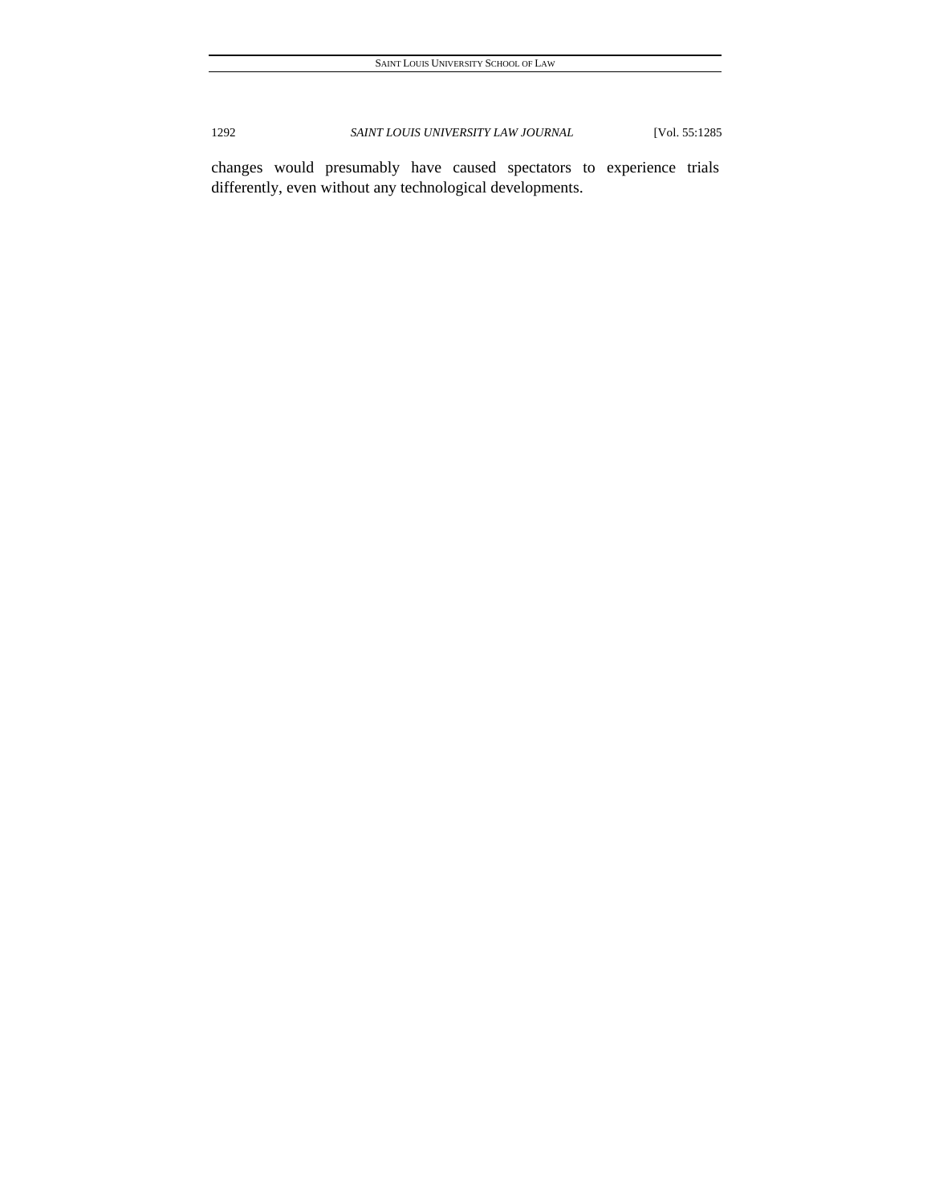changes would presumably have caused spectators to experience trials differently, even without any technological developments.